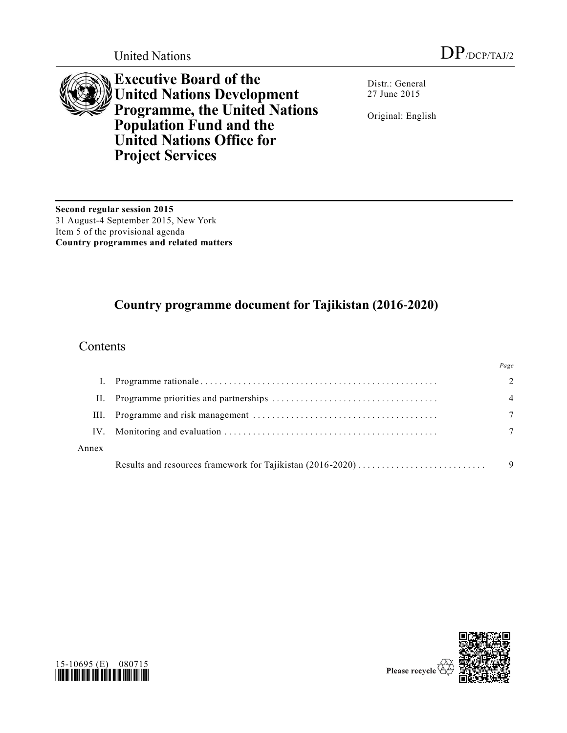United Nations

DP/DCP/TAJ/2

# Executive Board of the United Nations Development Programme, the United Nations Population Fund and the United Nations Office for Project Services

Distr.: General
27 June 2015

Original: English

**Second regular session 2015**
31 August-4 September 2015, New York
Item 5 of the provisional agenda
**Country programmes and related matters**

## Country programme document for Tajikistan (2016-2020)

### Contents

| | | Page |
|---|---|---|
| I. | Programme rationale | 2 |
| II. | Programme priorities and partnerships | 4 |
| III. | Programme and risk management | 7 |
| IV. | Monitoring and evaluation | 7 |
| Annex | | |
| | Results and resources framework for Tajikistan (2016-2020) | 9 |

15-10695 (E) 080715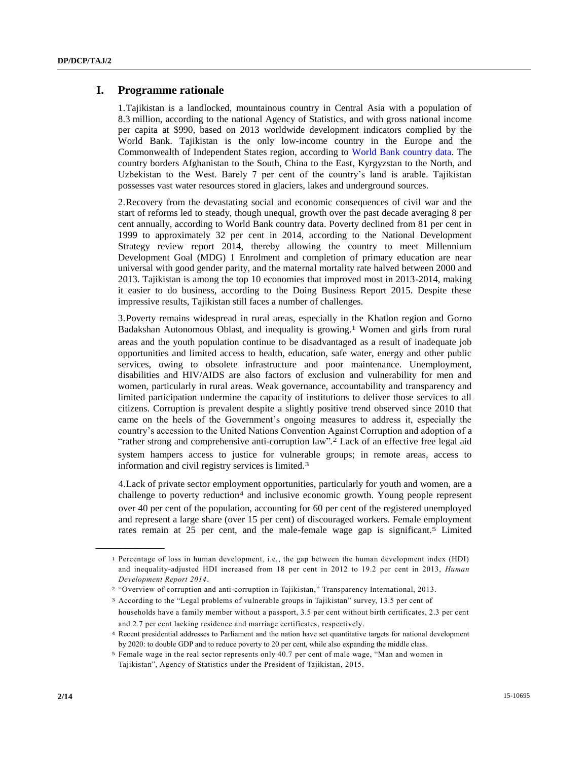# I. Programme rationale

1. Tajikistan is a landlocked, mountainous country in Central Asia with a population of 8.3 million, according to the national Agency of Statistics, and with gross national income per capita at $990, based on 2013 worldwide development indicators complied by the World Bank. Tajikistan is the only low-income country in the Europe and the Commonwealth of Independent States region, according to World Bank country data. The country borders Afghanistan to the South, China to the East, Kyrgyzstan to the North, and Uzbekistan to the West. Barely 7 per cent of the country's land is arable. Tajikistan possesses vast water resources stored in glaciers, lakes and underground sources.

2. Recovery from the devastating social and economic consequences of civil war and the start of reforms led to steady, though unequal, growth over the past decade averaging 8 per cent annually, according to World Bank country data. Poverty declined from 81 per cent in 1999 to approximately 32 per cent in 2014, according to the National Development Strategy review report 2014, thereby allowing the country to meet Millennium Development Goal (MDG) 1 Enrolment and completion of primary education are near universal with good gender parity, and the maternal mortality rate halved between 2000 and 2013. Tajikistan is among the top 10 economies that improved most in 2013-2014, making it easier to do business, according to the Doing Business Report 2015. Despite these impressive results, Tajikistan still faces a number of challenges.

3. Poverty remains widespread in rural areas, especially in the Khatlon region and Gorno Badakshan Autonomous Oblast, and inequality is growing.[1] Women and girls from rural areas and the youth population continue to be disadvantaged as a result of inadequate job opportunities and limited access to health, education, safe water, energy and other public services, owing to obsolete infrastructure and poor maintenance. Unemployment, disabilities and HIV/AIDS are also factors of exclusion and vulnerability for men and women, particularly in rural areas. Weak governance, accountability and transparency and limited participation undermine the capacity of institutions to deliver those services to all citizens. Corruption is prevalent despite a slightly positive trend observed since 2010 that came on the heels of the Government's ongoing measures to address it, especially the country's accession to the United Nations Convention Against Corruption and adoption of a "rather strong and comprehensive anti-corruption law".[2] Lack of an effective free legal aid system hampers access to justice for vulnerable groups; in remote areas, access to information and civil registry services is limited.[3]

4. Lack of private sector employment opportunities, particularly for youth and women, are a challenge to poverty reduction[4] and inclusive economic growth. Young people represent over 40 per cent of the population, accounting for 60 per cent of the registered unemployed and represent a large share (over 15 per cent) of discouraged workers. Female employment rates remain at 25 per cent, and the male-female wage gap is significant.[5] Limited

---

[1] Percentage of loss in human development, i.e., the gap between the human development index (HDI) and inequality-adjusted HDI increased from 18 per cent in 2012 to 19.2 per cent in 2013, *Human Development Report 2014*.

[2] "Overview of corruption and anti-corruption in Tajikistan," Transparency International, 2013.

[3] According to the "Legal problems of vulnerable groups in Tajikistan" survey, 13.5 per cent of households have a family member without a passport, 3.5 per cent without birth certificates, 2.3 per cent and 2.7 per cent lacking residence and marriage certificates, respectively.

[4] Recent presidential addresses to Parliament and the nation have set quantitative targets for national development by 2020: to double GDP and to reduce poverty to 20 per cent, while also expanding the middle class.

[5] Female wage in the real sector represents only 40.7 per cent of male wage, "Man and women in Tajikistan", Agency of Statistics under the President of Tajikistan, 2015.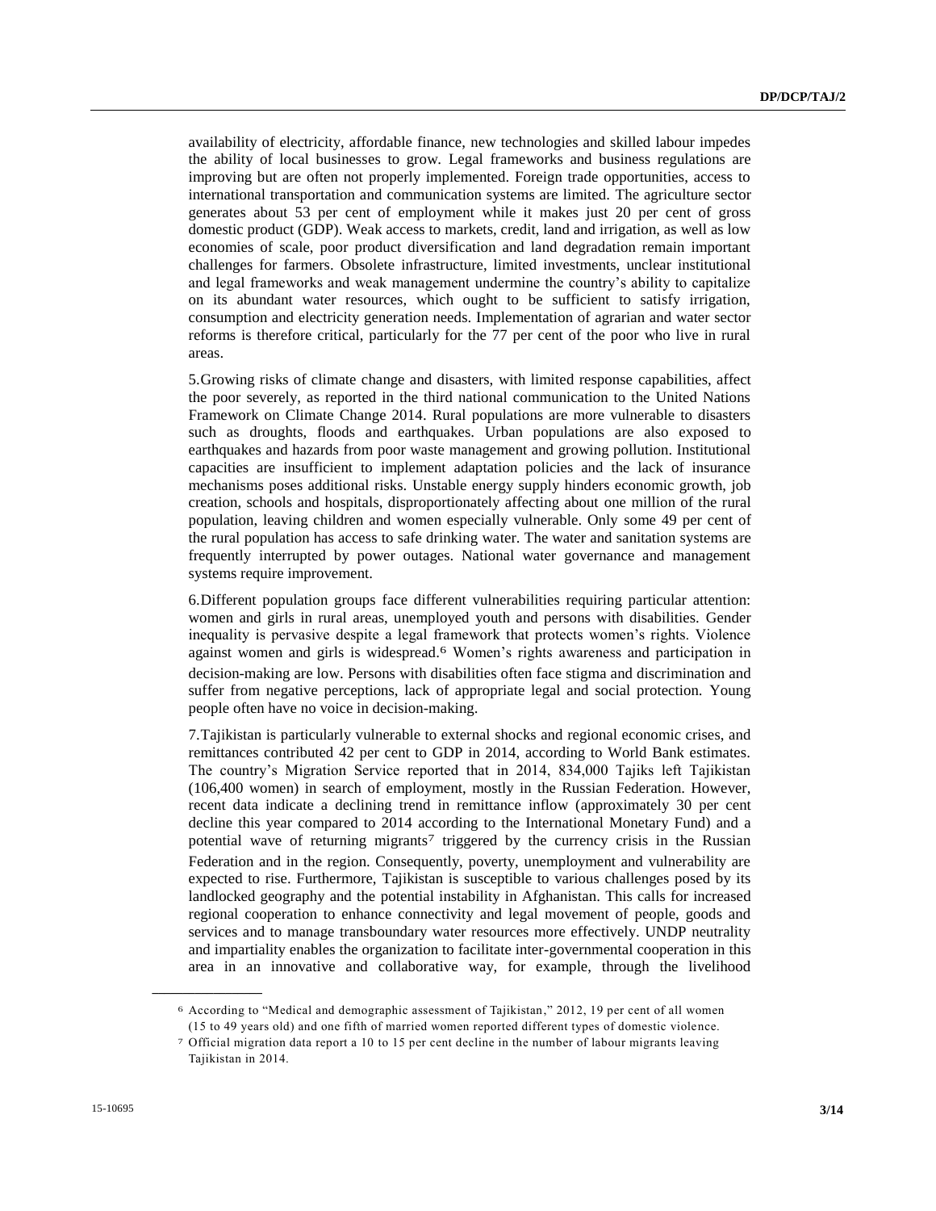availability of electricity, affordable finance, new technologies and skilled labour impedes the ability of local businesses to grow. Legal frameworks and business regulations are improving but are often not properly implemented. Foreign trade opportunities, access to international transportation and communication systems are limited. The agriculture sector generates about 53 per cent of employment while it makes just 20 per cent of gross domestic product (GDP). Weak access to markets, credit, land and irrigation, as well as low economies of scale, poor product diversification and land degradation remain important challenges for farmers. Obsolete infrastructure, limited investments, unclear institutional and legal frameworks and weak management undermine the country's ability to capitalize on its abundant water resources, which ought to be sufficient to satisfy irrigation, consumption and electricity generation needs. Implementation of agrarian and water sector reforms is therefore critical, particularly for the 77 per cent of the poor who live in rural areas.

5.Growing risks of climate change and disasters, with limited response capabilities, affect the poor severely, as reported in the third national communication to the United Nations Framework on Climate Change 2014. Rural populations are more vulnerable to disasters such as droughts, floods and earthquakes. Urban populations are also exposed to earthquakes and hazards from poor waste management and growing pollution. Institutional capacities are insufficient to implement adaptation policies and the lack of insurance mechanisms poses additional risks. Unstable energy supply hinders economic growth, job creation, schools and hospitals, disproportionately affecting about one million of the rural population, leaving children and women especially vulnerable. Only some 49 per cent of the rural population has access to safe drinking water. The water and sanitation systems are frequently interrupted by power outages. National water governance and management systems require improvement.

6.Different population groups face different vulnerabilities requiring particular attention: women and girls in rural areas, unemployed youth and persons with disabilities. Gender inequality is pervasive despite a legal framework that protects women's rights. Violence against women and girls is widespread.[6] Women's rights awareness and participation in decision-making are low. Persons with disabilities often face stigma and discrimination and suffer from negative perceptions, lack of appropriate legal and social protection. Young people often have no voice in decision-making.

7.Tajikistan is particularly vulnerable to external shocks and regional economic crises, and remittances contributed 42 per cent to GDP in 2014, according to World Bank estimates. The country's Migration Service reported that in 2014, 834,000 Tajiks left Tajikistan (106,400 women) in search of employment, mostly in the Russian Federation. However, recent data indicate a declining trend in remittance inflow (approximately 30 per cent decline this year compared to 2014 according to the International Monetary Fund) and a potential wave of returning migrants[7] triggered by the currency crisis in the Russian Federation and in the region. Consequently, poverty, unemployment and vulnerability are expected to rise. Furthermore, Tajikistan is susceptible to various challenges posed by its landlocked geography and the potential instability in Afghanistan. This calls for increased regional cooperation to enhance connectivity and legal movement of people, goods and services and to manage transboundary water resources more effectively. UNDP neutrality and impartiality enables the organization to facilitate inter-governmental cooperation in this area in an innovative and collaborative way, for example, through the livelihood

---

[6] According to "Medical and demographic assessment of Tajikistan," 2012, 19 per cent of all women (15 to 49 years old) and one fifth of married women reported different types of domestic violence.

[7] Official migration data report a 10 to 15 per cent decline in the number of labour migrants leaving Tajikistan in 2014.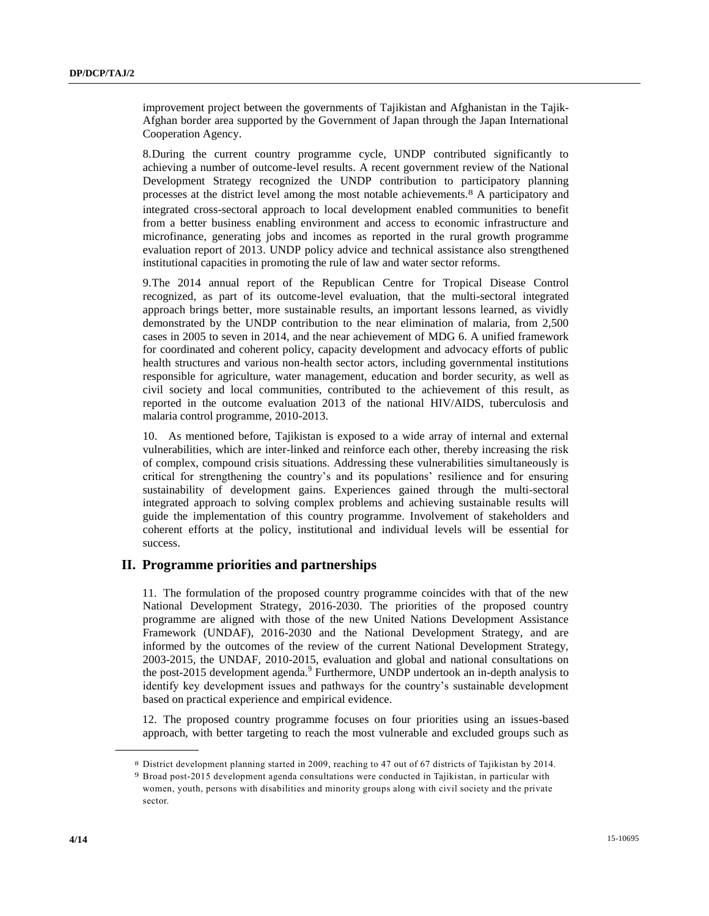improvement project between the governments of Tajikistan and Afghanistan in the Tajik-Afghan border area supported by the Government of Japan through the Japan International Cooperation Agency.

8.During the current country programme cycle, UNDP contributed significantly to achieving a number of outcome-level results. A recent government review of the National Development Strategy recognized the UNDP contribution to participatory planning processes at the district level among the most notable achievements.[8] A participatory and integrated cross-sectoral approach to local development enabled communities to benefit from a better business enabling environment and access to economic infrastructure and microfinance, generating jobs and incomes as reported in the rural growth programme evaluation report of 2013. UNDP policy advice and technical assistance also strengthened institutional capacities in promoting the rule of law and water sector reforms.

9.The 2014 annual report of the Republican Centre for Tropical Disease Control recognized, as part of its outcome-level evaluation, that the multi-sectoral integrated approach brings better, more sustainable results, an important lessons learned, as vividly demonstrated by the UNDP contribution to the near elimination of malaria, from 2,500 cases in 2005 to seven in 2014, and the near achievement of MDG 6. A unified framework for coordinated and coherent policy, capacity development and advocacy efforts of public health structures and various non-health sector actors, including governmental institutions responsible for agriculture, water management, education and border security, as well as civil society and local communities, contributed to the achievement of this result, as reported in the outcome evaluation 2013 of the national HIV/AIDS, tuberculosis and malaria control programme, 2010-2013.

10. As mentioned before, Tajikistan is exposed to a wide array of internal and external vulnerabilities, which are inter-linked and reinforce each other, thereby increasing the risk of complex, compound crisis situations. Addressing these vulnerabilities simultaneously is critical for strengthening the country's and its populations' resilience and for ensuring sustainability of development gains. Experiences gained through the multi-sectoral integrated approach to solving complex problems and achieving sustainable results will guide the implementation of this country programme. Involvement of stakeholders and coherent efforts at the policy, institutional and individual levels will be essential for success.

## II. Programme priorities and partnerships

11. The formulation of the proposed country programme coincides with that of the new National Development Strategy, 2016-2030. The priorities of the proposed country programme are aligned with those of the new United Nations Development Assistance Framework (UNDAF), 2016-2030 and the National Development Strategy, and are informed by the outcomes of the review of the current National Development Strategy, 2003-2015, the UNDAF, 2010-2015, evaluation and global and national consultations on the post-2015 development agenda.[9] Furthermore, UNDP undertook an in-depth analysis to identify key development issues and pathways for the country's sustainable development based on practical experience and empirical evidence.

12. The proposed country programme focuses on four priorities using an issues-based approach, with better targeting to reach the most vulnerable and excluded groups such as

---

[8] District development planning started in 2009, reaching to 47 out of 67 districts of Tajikistan by 2014.

[9] Broad post-2015 development agenda consultations were conducted in Tajikistan, in particular with women, youth, persons with disabilities and minority groups along with civil society and the private sector.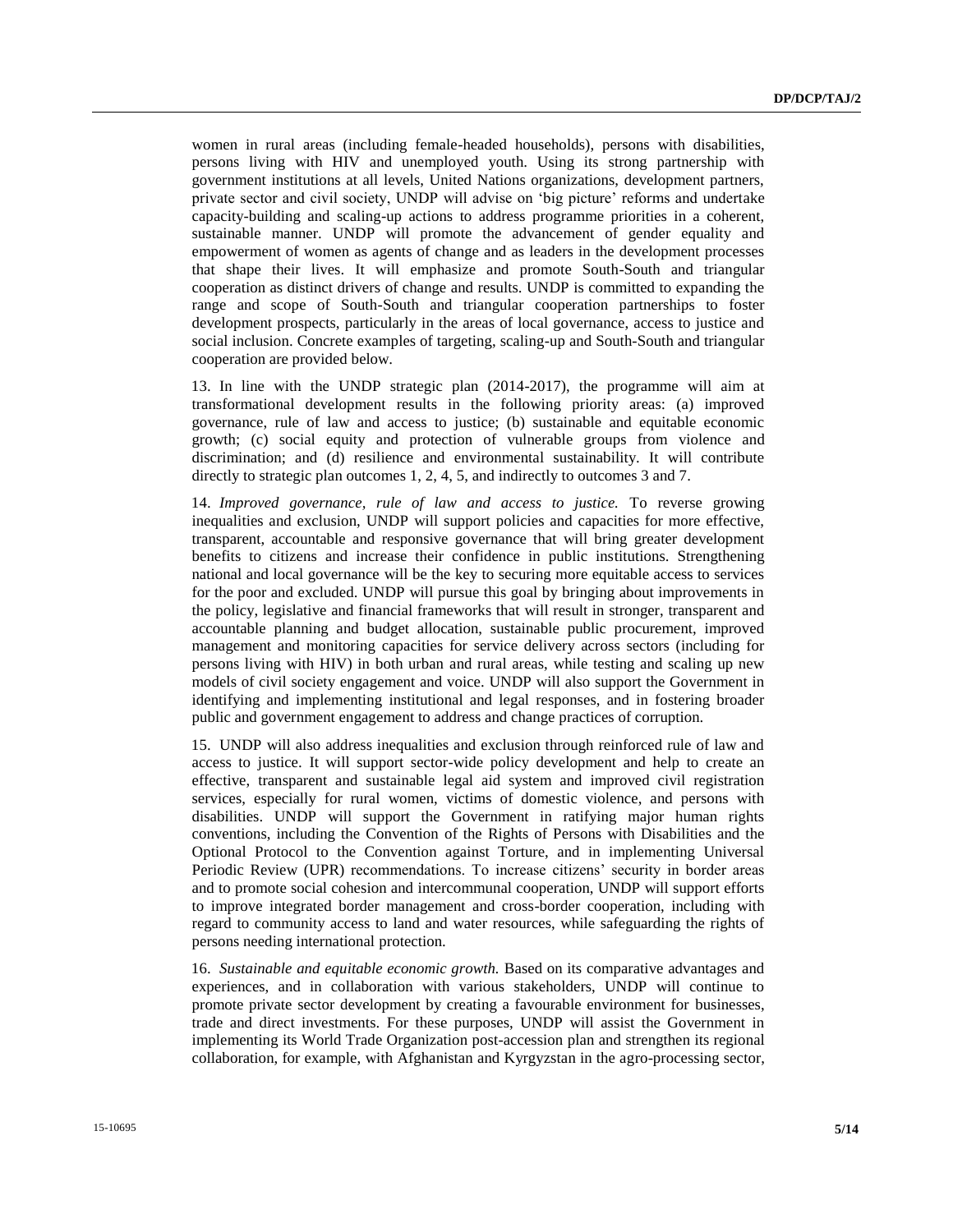women in rural areas (including female-headed households), persons with disabilities, persons living with HIV and unemployed youth. Using its strong partnership with government institutions at all levels, United Nations organizations, development partners, private sector and civil society, UNDP will advise on 'big picture' reforms and undertake capacity-building and scaling-up actions to address programme priorities in a coherent, sustainable manner. UNDP will promote the advancement of gender equality and empowerment of women as agents of change and as leaders in the development processes that shape their lives. It will emphasize and promote South-South and triangular cooperation as distinct drivers of change and results. UNDP is committed to expanding the range and scope of South-South and triangular cooperation partnerships to foster development prospects, particularly in the areas of local governance, access to justice and social inclusion. Concrete examples of targeting, scaling-up and South-South and triangular cooperation are provided below.

13. In line with the UNDP strategic plan (2014-2017), the programme will aim at transformational development results in the following priority areas: (a) improved governance, rule of law and access to justice; (b) sustainable and equitable economic growth; (c) social equity and protection of vulnerable groups from violence and discrimination; and (d) resilience and environmental sustainability. It will contribute directly to strategic plan outcomes 1, 2, 4, 5, and indirectly to outcomes 3 and 7.

14. *Improved governance, rule of law and access to justice.* To reverse growing inequalities and exclusion, UNDP will support policies and capacities for more effective, transparent, accountable and responsive governance that will bring greater development benefits to citizens and increase their confidence in public institutions. Strengthening national and local governance will be the key to securing more equitable access to services for the poor and excluded. UNDP will pursue this goal by bringing about improvements in the policy, legislative and financial frameworks that will result in stronger, transparent and accountable planning and budget allocation, sustainable public procurement, improved management and monitoring capacities for service delivery across sectors (including for persons living with HIV) in both urban and rural areas, while testing and scaling up new models of civil society engagement and voice. UNDP will also support the Government in identifying and implementing institutional and legal responses, and in fostering broader public and government engagement to address and change practices of corruption.

15. UNDP will also address inequalities and exclusion through reinforced rule of law and access to justice. It will support sector-wide policy development and help to create an effective, transparent and sustainable legal aid system and improved civil registration services, especially for rural women, victims of domestic violence, and persons with disabilities. UNDP will support the Government in ratifying major human rights conventions, including the Convention of the Rights of Persons with Disabilities and the Optional Protocol to the Convention against Torture, and in implementing Universal Periodic Review (UPR) recommendations. To increase citizens' security in border areas and to promote social cohesion and intercommunal cooperation, UNDP will support efforts to improve integrated border management and cross-border cooperation, including with regard to community access to land and water resources, while safeguarding the rights of persons needing international protection.

16. *Sustainable and equitable economic growth.* Based on its comparative advantages and experiences, and in collaboration with various stakeholders, UNDP will continue to promote private sector development by creating a favourable environment for businesses, trade and direct investments. For these purposes, UNDP will assist the Government in implementing its World Trade Organization post-accession plan and strengthen its regional collaboration, for example, with Afghanistan and Kyrgyzstan in the agro-processing sector,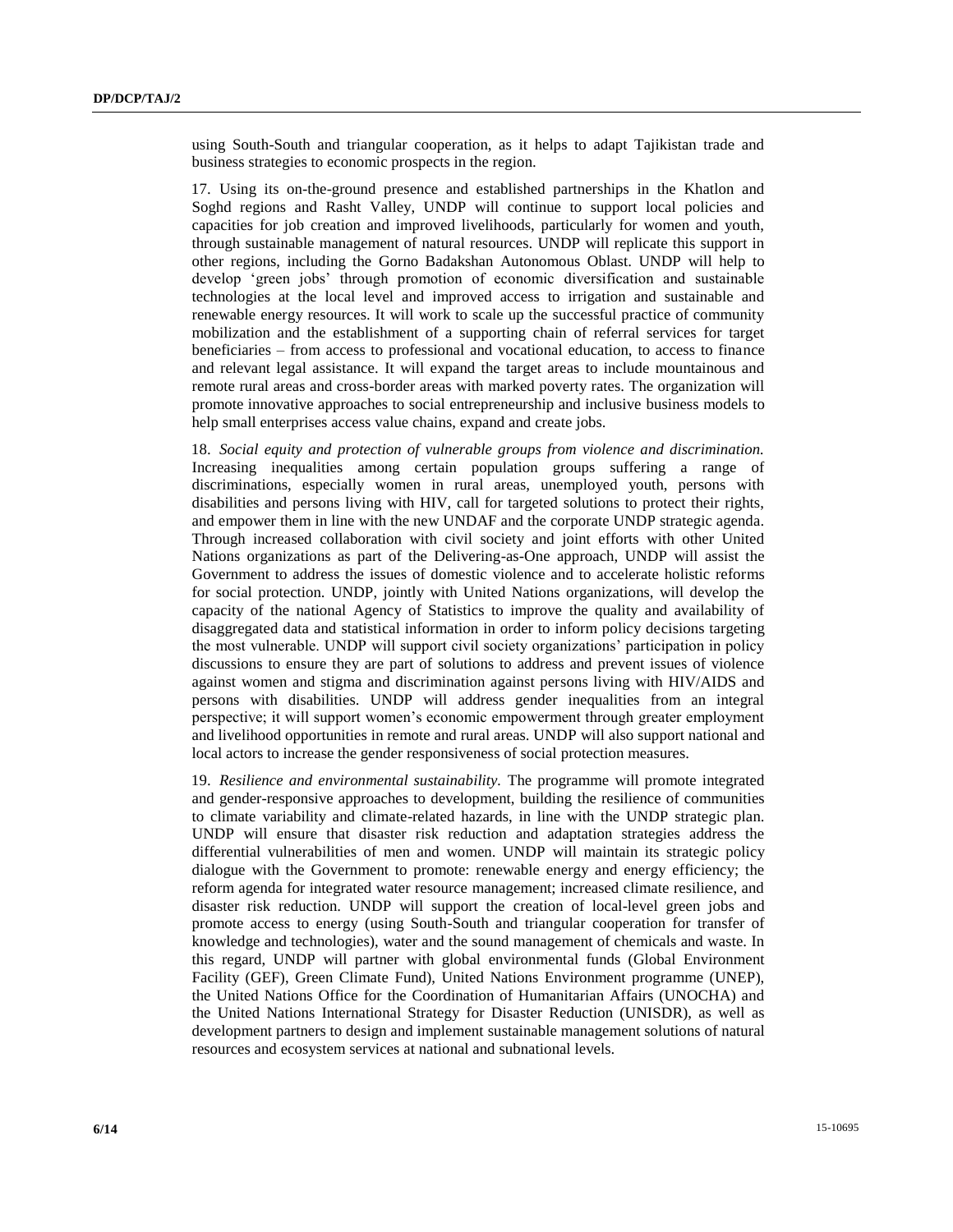using South-South and triangular cooperation, as it helps to adapt Tajikistan trade and business strategies to economic prospects in the region.

17. Using its on-the-ground presence and established partnerships in the Khatlon and Soghd regions and Rasht Valley, UNDP will continue to support local policies and capacities for job creation and improved livelihoods, particularly for women and youth, through sustainable management of natural resources. UNDP will replicate this support in other regions, including the Gorno Badakshan Autonomous Oblast. UNDP will help to develop 'green jobs' through promotion of economic diversification and sustainable technologies at the local level and improved access to irrigation and sustainable and renewable energy resources. It will work to scale up the successful practice of community mobilization and the establishment of a supporting chain of referral services for target beneficiaries – from access to professional and vocational education, to access to finance and relevant legal assistance. It will expand the target areas to include mountainous and remote rural areas and cross-border areas with marked poverty rates. The organization will promote innovative approaches to social entrepreneurship and inclusive business models to help small enterprises access value chains, expand and create jobs.

18. *Social equity and protection of vulnerable groups from violence and discrimination.* Increasing inequalities among certain population groups suffering a range of discriminations, especially women in rural areas, unemployed youth, persons with disabilities and persons living with HIV, call for targeted solutions to protect their rights, and empower them in line with the new UNDAF and the corporate UNDP strategic agenda. Through increased collaboration with civil society and joint efforts with other United Nations organizations as part of the Delivering-as-One approach, UNDP will assist the Government to address the issues of domestic violence and to accelerate holistic reforms for social protection. UNDP, jointly with United Nations organizations, will develop the capacity of the national Agency of Statistics to improve the quality and availability of disaggregated data and statistical information in order to inform policy decisions targeting the most vulnerable. UNDP will support civil society organizations' participation in policy discussions to ensure they are part of solutions to address and prevent issues of violence against women and stigma and discrimination against persons living with HIV/AIDS and persons with disabilities. UNDP will address gender inequalities from an integral perspective; it will support women's economic empowerment through greater employment and livelihood opportunities in remote and rural areas. UNDP will also support national and local actors to increase the gender responsiveness of social protection measures.

19. *Resilience and environmental sustainability.* The programme will promote integrated and gender-responsive approaches to development, building the resilience of communities to climate variability and climate-related hazards, in line with the UNDP strategic plan. UNDP will ensure that disaster risk reduction and adaptation strategies address the differential vulnerabilities of men and women. UNDP will maintain its strategic policy dialogue with the Government to promote: renewable energy and energy efficiency; the reform agenda for integrated water resource management; increased climate resilience, and disaster risk reduction. UNDP will support the creation of local-level green jobs and promote access to energy (using South-South and triangular cooperation for transfer of knowledge and technologies), water and the sound management of chemicals and waste. In this regard, UNDP will partner with global environmental funds (Global Environment Facility (GEF), Green Climate Fund), United Nations Environment programme (UNEP), the United Nations Office for the Coordination of Humanitarian Affairs (UNOCHA) and the United Nations International Strategy for Disaster Reduction (UNISDR), as well as development partners to design and implement sustainable management solutions of natural resources and ecosystem services at national and subnational levels.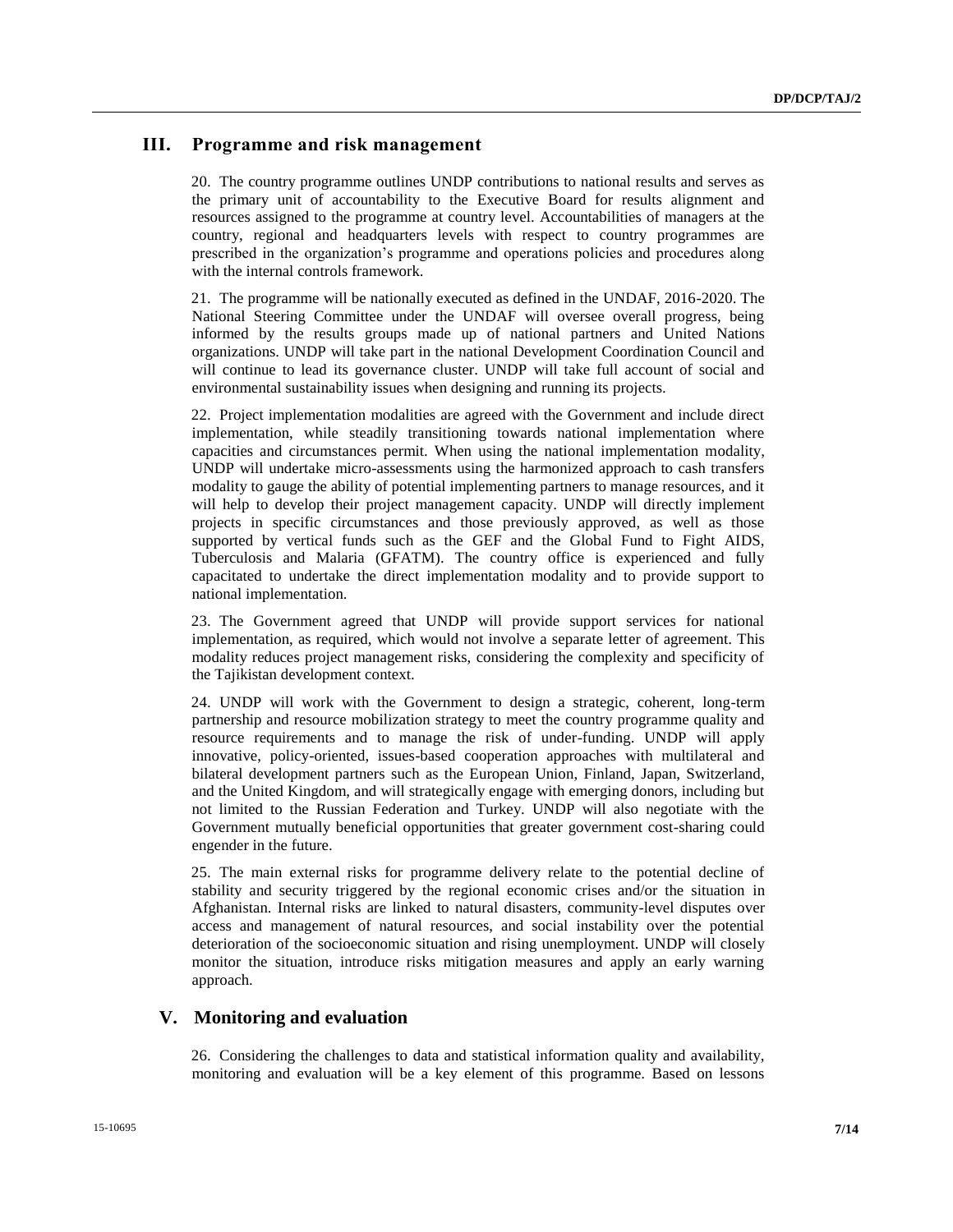## III. Programme and risk management

20. The country programme outlines UNDP contributions to national results and serves as the primary unit of accountability to the Executive Board for results alignment and resources assigned to the programme at country level. Accountabilities of managers at the country, regional and headquarters levels with respect to country programmes are prescribed in the organization's programme and operations policies and procedures along with the internal controls framework.

21. The programme will be nationally executed as defined in the UNDAF, 2016-2020. The National Steering Committee under the UNDAF will oversee overall progress, being informed by the results groups made up of national partners and United Nations organizations. UNDP will take part in the national Development Coordination Council and will continue to lead its governance cluster. UNDP will take full account of social and environmental sustainability issues when designing and running its projects.

22. Project implementation modalities are agreed with the Government and include direct implementation, while steadily transitioning towards national implementation where capacities and circumstances permit. When using the national implementation modality, UNDP will undertake micro-assessments using the harmonized approach to cash transfers modality to gauge the ability of potential implementing partners to manage resources, and it will help to develop their project management capacity. UNDP will directly implement projects in specific circumstances and those previously approved, as well as those supported by vertical funds such as the GEF and the Global Fund to Fight AIDS, Tuberculosis and Malaria (GFATM). The country office is experienced and fully capacitated to undertake the direct implementation modality and to provide support to national implementation.

23. The Government agreed that UNDP will provide support services for national implementation, as required, which would not involve a separate letter of agreement. This modality reduces project management risks, considering the complexity and specificity of the Tajikistan development context.

24. UNDP will work with the Government to design a strategic, coherent, long-term partnership and resource mobilization strategy to meet the country programme quality and resource requirements and to manage the risk of under-funding. UNDP will apply innovative, policy-oriented, issues-based cooperation approaches with multilateral and bilateral development partners such as the European Union, Finland, Japan, Switzerland, and the United Kingdom, and will strategically engage with emerging donors, including but not limited to the Russian Federation and Turkey. UNDP will also negotiate with the Government mutually beneficial opportunities that greater government cost-sharing could engender in the future.

25. The main external risks for programme delivery relate to the potential decline of stability and security triggered by the regional economic crises and/or the situation in Afghanistan. Internal risks are linked to natural disasters, community-level disputes over access and management of natural resources, and social instability over the potential deterioration of the socioeconomic situation and rising unemployment. UNDP will closely monitor the situation, introduce risks mitigation measures and apply an early warning approach.

## V. Monitoring and evaluation

26. Considering the challenges to data and statistical information quality and availability, monitoring and evaluation will be a key element of this programme. Based on lessons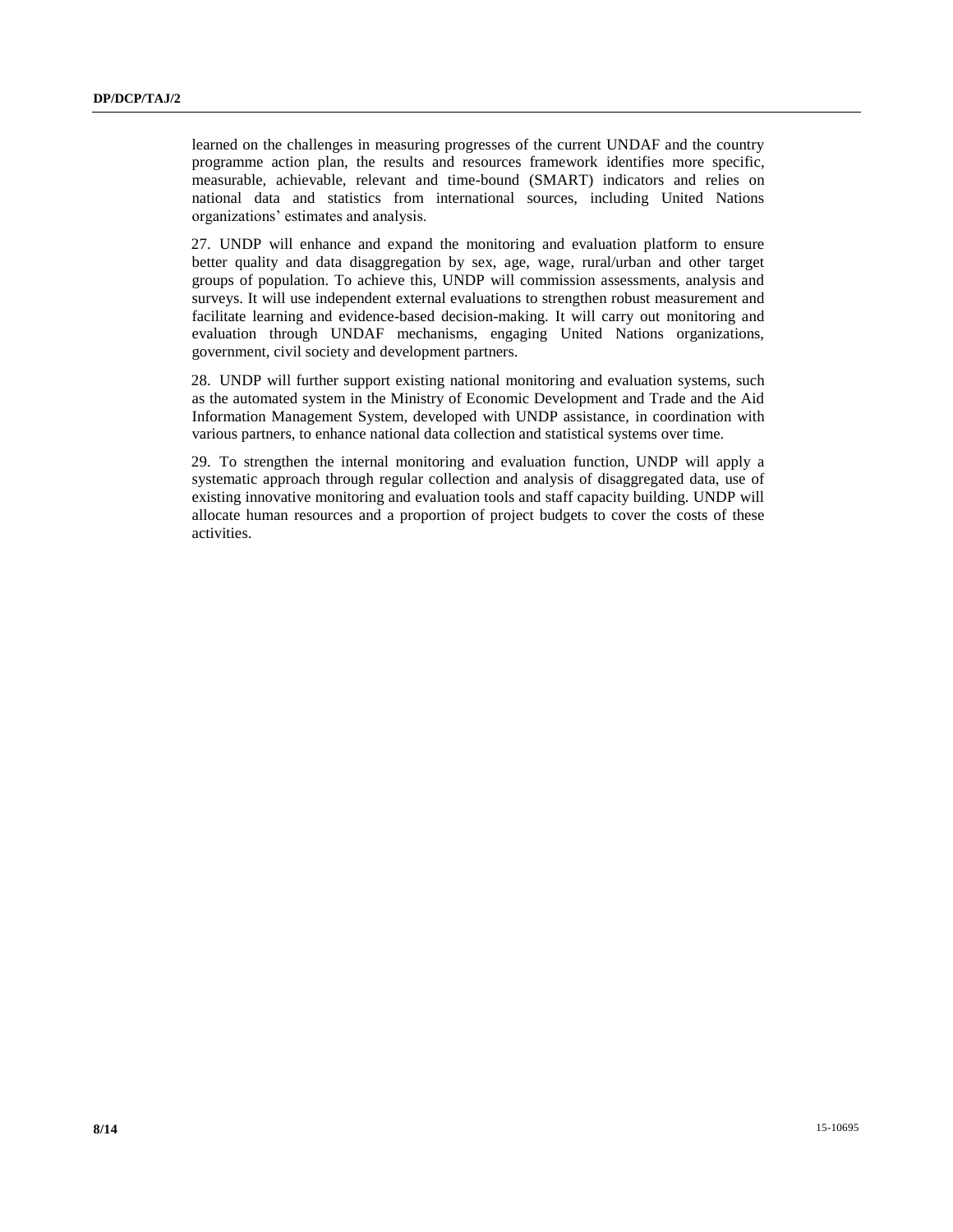learned on the challenges in measuring progresses of the current UNDAF and the country programme action plan, the results and resources framework identifies more specific, measurable, achievable, relevant and time-bound (SMART) indicators and relies on national data and statistics from international sources, including United Nations organizations' estimates and analysis.

27. UNDP will enhance and expand the monitoring and evaluation platform to ensure better quality and data disaggregation by sex, age, wage, rural/urban and other target groups of population. To achieve this, UNDP will commission assessments, analysis and surveys. It will use independent external evaluations to strengthen robust measurement and facilitate learning and evidence-based decision-making. It will carry out monitoring and evaluation through UNDAF mechanisms, engaging United Nations organizations, government, civil society and development partners.

28. UNDP will further support existing national monitoring and evaluation systems, such as the automated system in the Ministry of Economic Development and Trade and the Aid Information Management System, developed with UNDP assistance, in coordination with various partners, to enhance national data collection and statistical systems over time.

29. To strengthen the internal monitoring and evaluation function, UNDP will apply a systematic approach through regular collection and analysis of disaggregated data, use of existing innovative monitoring and evaluation tools and staff capacity building. UNDP will allocate human resources and a proportion of project budgets to cover the costs of these activities.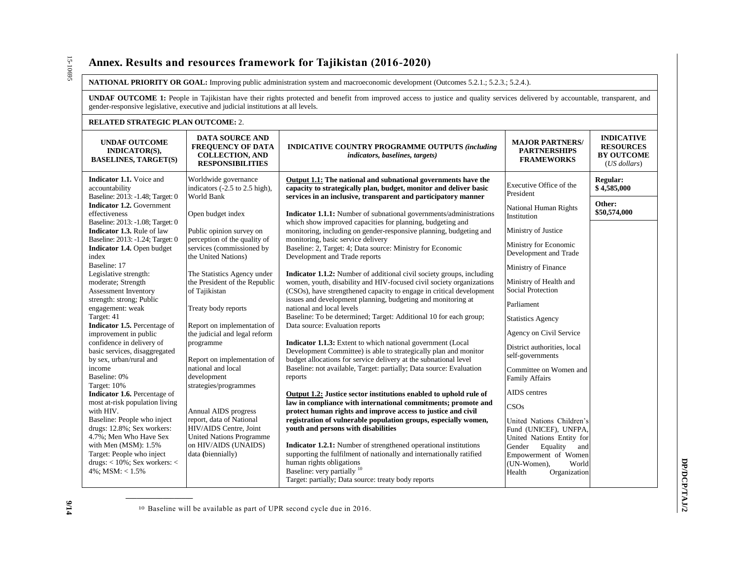## Annex. Results and resources framework for Tajikistan (2016-2020)

**NATIONAL PRIORITY OR GOAL:** Improving public administration system and macroeconomic development (Outcomes 5.2.1.; 5.2.3.; 5.2.4.).

**UNDAF OUTCOME 1:** People in Tajikistan have their rights protected and benefit from improved access to justice and quality services delivered by accountable, transparent, and gender-responsive legislative, executive and judicial institutions at all levels.

**RELATED STRATEGIC PLAN OUTCOME:** 2.

| UNDAF OUTCOME INDICATOR(S), BASELINES, TARGET(S) | DATA SOURCE AND FREQUENCY OF DATA COLLECTION, AND RESPONSIBILITIES | INDICATIVE COUNTRY PROGRAMME OUTPUTS *(including indicators, baselines, targets)* | MAJOR PARTNERS/ PARTNERSHIPS FRAMEWORKS | INDICATIVE RESOURCES BY OUTCOME (*US dollars*) |
|---|---|---|---|---|
| **Indicator 1.1.** Voice and accountability<br>Baseline: 2013: -1.48; Target: 0<br>**Indicator 1.2.** Government effectiveness<br>Baseline: 2013: -1.08; Target: 0<br>**Indicator 1.3.** Rule of law<br>Baseline: 2013: -1.24; Target: 0<br>**Indicator 1.4.** Open budget index<br>Baseline: 17<br>Legislative strength: moderate; Strength Assessment Inventory strength: strong; Public engagement: weak<br>Target: 41<br>**Indicator 1.5.** Percentage of improvement in public confidence in delivery of basic services, disaggregated by sex, urban/rural and income<br>Baseline: 0%<br>Target: 10%<br>**Indicator 1.6.** Percentage of most at-risk population living with HIV.<br>Baseline: People who inject drugs: 12.8%; Sex workers: 4.7%; Men Who Have Sex with Men (MSM): 1.5%<br>Target: People who inject drugs: < 10%; Sex workers: < 4%; MSM: < 1.5% | Worldwide governance indicators (-2.5 to 2.5 high), World Bank<br><br>Open budget index<br><br>Public opinion survey on perception of the quality of services (commissioned by the United Nations)<br><br>The Statistics Agency under the President of the Republic of Tajikistan<br><br>Treaty body reports<br><br>Report on implementation of the judicial and legal reform programme<br><br>Report on implementation of national and local development strategies/programmes<br><br>Annual AIDS progress report, data of National HIV/AIDS Centre, Joint United Nations Programme on HIV/AIDS (UNAIDS) data (biennially) | **<u>Output 1.1:</u> The national and subnational governments have the capacity to strategically plan, budget, monitor and deliver basic services in an inclusive, transparent and participatory manner**<br><br>**Indicator 1.1.1:** Number of subnational governments/administrations which show improved capacities for planning, budgeting and monitoring, including on gender-responsive planning, budgeting and monitoring, basic service delivery<br>Baseline: 2, Target: 4; Data source: Ministry for Economic Development and Trade reports<br><br>**Indicator 1.1.2:** Number of additional civil society groups, including women, youth, disability and HIV-focused civil society organizations (CSOs), have strengthened capacity to engage in critical development issues and development planning, budgeting and monitoring at national and local levels<br>Baseline: To be determined; Target: Additional 10 for each group; Data source: Evaluation reports<br><br>**Indicator 1.1.3:** Extent to which national government (Local Development Committee) is able to strategically plan and monitor budget allocations for service delivery at the subnational level<br>Baseline: not available, Target: partially; Data source: Evaluation reports<br><br>**<u>Output 1.2:</u> Justice sector institutions enabled to uphold rule of law in compliance with international commitments; promote and protect human rights and improve access to justice and civil registration of vulnerable population groups, especially women, youth and persons with disabilities**<br><br>**Indicator 1.2.1:** Number of strengthened operational institutions supporting the fulfilment of nationally and internationally ratified human rights obligations<br>Baseline: very partially [10]<br>Target: partially; Data source: treaty body reports | Executive Office of the President<br><br>National Human Rights Institution<br><br>Ministry of Justice<br><br>Ministry for Economic Development and Trade<br><br>Ministry of Finance<br><br>Ministry of Health and Social Protection<br><br>Parliament<br><br>Statistics Agency<br><br>Agency on Civil Service<br><br>District authorities, local self-governments<br><br>Committee on Women and Family Affairs<br><br>AIDS centres<br><br>CSOs<br><br>United Nations Children's Fund (UNICEF), UNFPA, United Nations Entity for Gender Equality and Empowerment of Women (UN-Women), World Health Organization | **Regular: $ 4,585,000**<br><br>**Other: $50,574,000** |

[10] Baseline will be available as part of UPR second cycle due in 2016.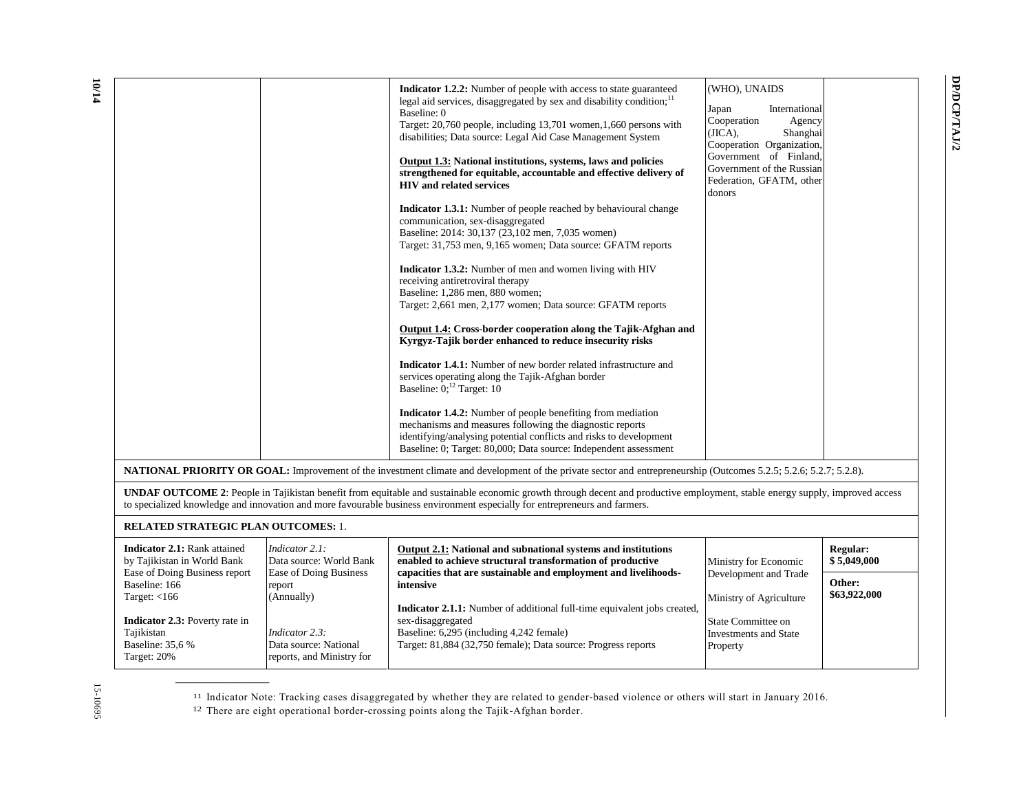| | | | | |
|---|---|---|---|---|
| | | **Indicator 1.2.2:** Number of people with access to state guaranteed legal aid services, disaggregated by sex and disability condition;[11]<br>Baseline: 0<br>Target: 20,760 people, including 13,701 women,1,660 persons with disabilities; Data source: Legal Aid Case Management System<br><br>**Output 1.3: National institutions, systems, laws and policies strengthened for equitable, accountable and effective delivery of HIV and related services**<br><br>**Indicator 1.3.1:** Number of people reached by behavioural change communication, sex-disaggregated<br>Baseline: 2014: 30,137 (23,102 men, 7,035 women)<br>Target: 31,753 men, 9,165 women; Data source: GFATM reports<br><br>**Indicator 1.3.2:** Number of men and women living with HIV receiving antiretroviral therapy<br>Baseline: 1,286 men, 880 women;<br>Target: 2,661 men, 2,177 women; Data source: GFATM reports<br><br>**Output 1.4: Cross-border cooperation along the Tajik-Afghan and Kyrgyz-Tajik border enhanced to reduce insecurity risks**<br><br>**Indicator 1.4.1:** Number of new border related infrastructure and services operating along the Tajik-Afghan border<br>Baseline: 0;[12] Target: 10<br><br>**Indicator 1.4.2:** Number of people benefiting from mediation mechanisms and measures following the diagnostic reports identifying/analysing potential conflicts and risks to development<br>Baseline: 0; Target: 80,000; Data source: Independent assessment | (WHO), UNAIDS<br><br>Japan International Cooperation Agency (JICA), Shanghai Cooperation Organization, Government of Finland, Government of the Russian Federation, GFATM, other donors | |
| **NATIONAL PRIORITY OR GOAL:** Improvement of the investment climate and development of the private sector and entrepreneurship (Outcomes 5.2.5; 5.2.6; 5.2.7; 5.2.8). | | | | |
| **UNDAF OUTCOME 2**: People in Tajikistan benefit from equitable and sustainable economic growth through decent and productive employment, stable energy supply, improved access to specialized knowledge and innovation and more favourable business environment especially for entrepreneurs and farmers. | | | | |
| **RELATED STRATEGIC PLAN OUTCOMES:** 1. | | | | |
| **Indicator 2.1:** Rank attained by Tajikistan in World Bank Ease of Doing Business report<br>Baseline: 166<br>Target: <166<br><br>**Indicator 2.3:** Poverty rate in Tajikistan<br>Baseline: 35,6 %<br>Target: 20% | *Indicator 2.1:*<br>Data source: World Bank Ease of Doing Business report<br>(Annually)<br><br>*Indicator 2.3:*<br>Data source: National reports, and Ministry for | **Output 2.1: National and subnational systems and institutions enabled to achieve structural transformation of productive capacities that are sustainable and employment and livelihoods-intensive**<br><br>**Indicator 2.1.1:** Number of additional full-time equivalent jobs created, sex-disaggregated<br>Baseline: 6,295 (including 4,242 female)<br>Target: 81,884 (32,750 female); Data source: Progress reports | Ministry for Economic Development and Trade<br><br>Ministry of Agriculture<br><br>State Committee on Investments and State Property | **Regular:** **$ 5,049,000**<br><br>**Other:** **$63,922,000** |

[11] Indicator Note: Tracking cases disaggregated by whether they are related to gender-based violence or others will start in January 2016.

[12] There are eight operational border-crossing points along the Tajik-Afghan border.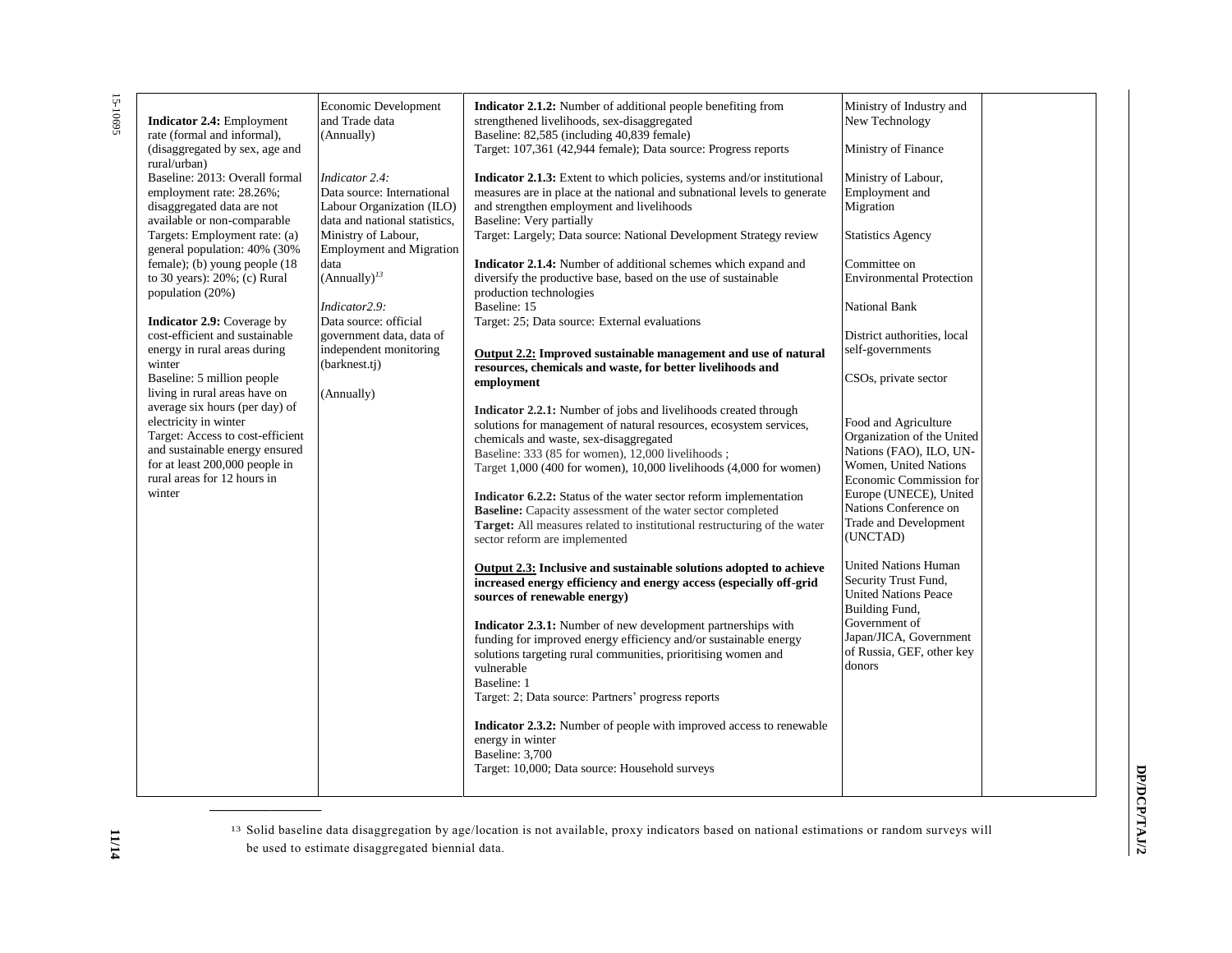| | | | | |
|---|---|---|---|---|
| **Indicator 2.4:** Employment rate (formal and informal), (disaggregated by sex, age and rural/urban)<br>Baseline: 2013: Overall formal employment rate: 28.26%; disaggregated data are not available or non-comparable<br>Targets: Employment rate: (a) general population: 40% (30% female); (b) young people (18 to 30 years): 20%; (c) Rural population (20%)<br><br>**Indicator 2.9:** Coverage by cost-efficient and sustainable energy in rural areas during winter<br>Baseline: 5 million people living in rural areas have on average six hours (per day) of electricity in winter<br>Target: Access to cost-efficient and sustainable energy ensured for at least 200,000 people in rural areas for 12 hours in winter | Economic Development and Trade data<br>(Annually)<br><br>*Indicator 2.4:*<br>Data source: International Labour Organization (ILO) data and national statistics, Ministry of Labour, Employment and Migration data<br>(Annually)[13]<br><br>*Indicator2.9:*<br>Data source: official government data, data of independent monitoring (barknest.tj)<br><br>(Annually) | **Indicator 2.1.2:** Number of additional people benefiting from strengthened livelihoods, sex-disaggregated<br>Baseline: 82,585 (including 40,839 female)<br>Target: 107,361 (42,944 female); Data source: Progress reports<br><br>**Indicator 2.1.3:** Extent to which policies, systems and/or institutional measures are in place at the national and subnational levels to generate and strengthen employment and livelihoods<br>Baseline: Very partially<br>Target: Largely; Data source: National Development Strategy review<br><br>**Indicator 2.1.4:** Number of additional schemes which expand and diversify the productive base, based on the use of sustainable production technologies<br>Baseline: 15<br>Target: 25; Data source: External evaluations<br><br>**<u>Output 2.2:</u> Improved sustainable management and use of natural resources, chemicals and waste, for better livelihoods and employment**<br><br>**Indicator 2.2.1:** Number of jobs and livelihoods created through solutions for management of natural resources, ecosystem services, chemicals and waste, sex-disaggregated<br>Baseline: 333 (85 for women), 12,000 livelihoods ;<br>Target 1,000 (400 for women), 10,000 livelihoods (4,000 for women)<br><br>**Indicator 6.2.2:** Status of the water sector reform implementation<br>**Baseline:** Capacity assessment of the water sector completed<br>**Target:** All measures related to institutional restructuring of the water sector reform are implemented<br><br>**<u>Output 2.3:</u> Inclusive and sustainable solutions adopted to achieve increased energy efficiency and energy access (especially off-grid sources of renewable energy)**<br><br>**Indicator 2.3.1:** Number of new development partnerships with funding for improved energy efficiency and/or sustainable energy solutions targeting rural communities, prioritising women and vulnerable<br>Baseline: 1<br>Target: 2; Data source: Partners' progress reports<br><br>**Indicator 2.3.2:** Number of people with improved access to renewable energy in winter<br>Baseline: 3,700<br>Target: 10,000; Data source: Household surveys | Ministry of Industry and New Technology<br><br>Ministry of Finance<br><br>Ministry of Labour, Employment and Migration<br><br>Statistics Agency<br><br>Committee on Environmental Protection<br><br>National Bank<br><br>District authorities, local self-governments<br><br>CSOs, private sector<br><br>Food and Agriculture Organization of the United Nations (FAO), ILO, UN-Women, United Nations Economic Commission for Europe (UNECE), United Nations Conference on Trade and Development (UNCTAD)<br><br>United Nations Human Security Trust Fund, United Nations Peace Building Fund, Government of Japan/JICA, Government of Russia, GEF, other key donors | |

[13] Solid baseline data disaggregation by age/location is not available, proxy indicators based on national estimations or random surveys will be used to estimate disaggregated biennial data.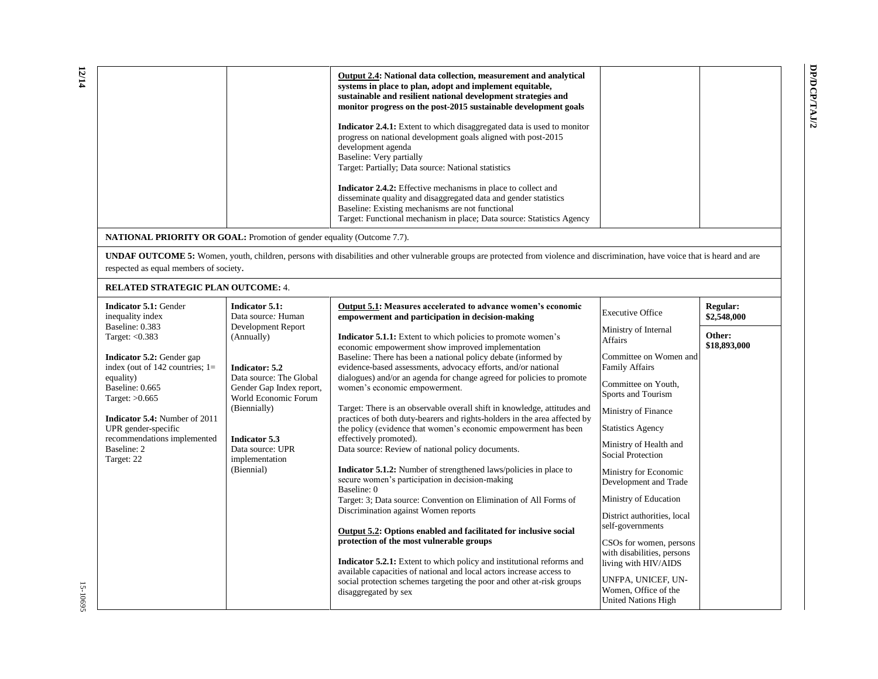| | | **Output 2.4: National data collection, measurement and analytical systems in place to plan, adopt and implement equitable, sustainable and resilient national development strategies and monitor progress on the post-2015 sustainable development goals**<br><br>**Indicator 2.4.1:** Extent to which disaggregated data is used to monitor progress on national development goals aligned with post-2015 development agenda<br>Baseline: Very partially<br>Target: Partially; Data source: National statistics<br><br>**Indicator 2.4.2:** Effective mechanisms in place to collect and disseminate quality and disaggregated data and gender statistics<br>Baseline: Existing mechanisms are not functional<br>Target: Functional mechanism in place; Data source: Statistics Agency | | |
|---|---|---|---|---|
| **NATIONAL PRIORITY OR GOAL:** Promotion of gender equality (Outcome 7.7). | | | | |
| **UNDAF OUTCOME 5:** Women, youth, children, persons with disabilities and other vulnerable groups are protected from violence and discrimination, have voice that is heard and are respected as equal members of society**.** | | | | |
| **RELATED STRATEGIC PLAN OUTCOME:** 4. | | | | |
| **Indicator 5.1:** Gender inequality index<br>Baseline: 0.383<br>Target: <0.383<br><br>**Indicator 5.2:** Gender gap index (out of 142 countries; 1= equality)<br>Baseline: 0.665<br>Target: >0.665<br><br>**Indicator 5.4:** Number of 2011 UPR gender-specific recommendations implemented<br>Baseline: 2<br>Target: 22 | **Indicator 5.1:**<br>Data source: Human Development Report (Annually)<br><br>**Indicator: 5.2**<br>Data source: The Global Gender Gap Index report, World Economic Forum (Biennially)<br><br>**Indicator 5.3**<br>Data source: UPR implementation (Biennial) | **Output 5.1: Measures accelerated to advance women's economic empowerment and participation in decision-making**<br><br>**Indicator 5.1.1:** Extent to which policies to promote women's economic empowerment show improved implementation<br>Baseline: There has been a national policy debate (informed by evidence-based assessments, advocacy efforts, and/or national dialogues) and/or an agenda for change agreed for policies to promote women's economic empowerment.<br><br>Target: There is an observable overall shift in knowledge, attitudes and practices of both duty-bearers and rights-holders in the area affected by the policy (evidence that women's economic empowerment has been effectively promoted).<br>Data source: Review of national policy documents.<br><br>**Indicator 5.1.2:** Number of strengthened laws/policies in place to secure women's participation in decision-making<br>Baseline: 0<br>Target: 3; Data source: Convention on Elimination of All Forms of Discrimination against Women reports<br><br>**Output 5.2: Options enabled and facilitated for inclusive social protection of the most vulnerable groups**<br><br>**Indicator 5.2.1:** Extent to which policy and institutional reforms and available capacities of national and local actors increase access to social protection schemes targeting the poor and other at-risk groups disaggregated by sex | Executive Office<br><br>Ministry of Internal Affairs<br><br>Committee on Women and Family Affairs<br><br>Committee on Youth, Sports and Tourism<br><br>Ministry of Finance<br><br>Statistics Agency<br><br>Ministry of Health and Social Protection<br><br>Ministry for Economic Development and Trade<br><br>Ministry of Education<br><br>District authorities, local self-governments<br><br>CSOs for women, persons with disabilities, persons living with HIV/AIDS<br><br>UNFPA, UNICEF, UN-Women, Office of the United Nations High | **Regular: $2,548,000**<br><br>**Other: $18,893,000** |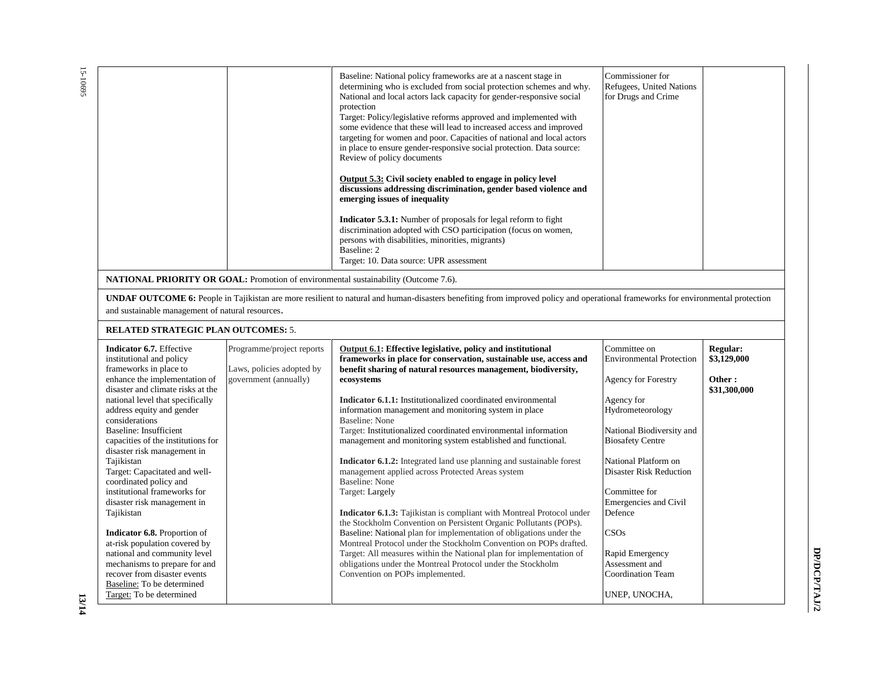| | | | | |
|---|---|---|---|---|
| | | Baseline: National policy frameworks are at a nascent stage in determining who is excluded from social protection schemes and why. National and local actors lack capacity for gender-responsive social protection<br>Target: Policy/legislative reforms approved and implemented with some evidence that these will lead to increased access and improved targeting for women and poor. Capacities of national and local actors in place to ensure gender-responsive social protection. Data source: Review of policy documents<br><br>**Output 5.3: Civil society enabled to engage in policy level discussions addressing discrimination, gender based violence and emerging issues of inequality**<br><br>**Indicator 5.3.1:** Number of proposals for legal reform to fight discrimination adopted with CSO participation (focus on women, persons with disabilities, minorities, migrants)<br>Baseline: 2<br>Target: 10. Data source: UPR assessment | Commissioner for Refugees, United Nations for Drugs and Crime | |
| **NATIONAL PRIORITY OR GOAL:** Promotion of environmental sustainability (Outcome 7.6). | | | | |
| **UNDAF OUTCOME 6:** People in Tajikistan are more resilient to natural and human-disasters benefiting from improved policy and operational frameworks for environmental protection and sustainable management of natural resources. | | | | |
| **RELATED STRATEGIC PLAN OUTCOMES:** 5. | | | | |
| **Indicator 6.7.** Effective institutional and policy frameworks in place to enhance the implementation of disaster and climate risks at the national level that specifically address equity and gender considerations<br>Baseline: Insufficient capacities of the institutions for disaster risk management in Tajikistan<br>Target: Capacitated and well-coordinated policy and institutional frameworks for disaster risk management in Tajikistan<br><br>**Indicator 6.8.** Proportion of at-risk population covered by national and community level mechanisms to prepare for and recover from disaster events<br>Baseline: To be determined<br>Target: To be determined | Programme/project reports<br><br>Laws, policies adopted by government (annually) | **Output 6.1: Effective legislative, policy and institutional frameworks in place for conservation, sustainable use, access and benefit sharing of natural resources management, biodiversity, ecosystems**<br><br>**Indicator 6.1.1:** Institutionalized coordinated environmental information management and monitoring system in place<br>Baseline: None<br>Target: Institutionalized coordinated environmental information management and monitoring system established and functional.<br><br>**Indicator 6.1.2:** Integrated land use planning and sustainable forest management applied across Protected Areas system<br>Baseline: None<br>Target: Largely<br><br>**Indicator 6.1.3:** Tajikistan is compliant with Montreal Protocol under the Stockholm Convention on Persistent Organic Pollutants (POPs).<br>Baseline: National plan for implementation of obligations under the Montreal Protocol under the Stockholm Convention on POPs drafted.<br>Target: All measures within the National plan for implementation of obligations under the Montreal Protocol under the Stockholm Convention on POPs implemented. | Committee on Environmental Protection<br><br>Agency for Forestry<br><br>Agency for Hydrometeorology<br><br>National Biodiversity and Biosafety Centre<br><br>National Platform on Disaster Risk Reduction<br><br>Committee for Emergencies and Civil Defence<br><br>CSOs<br><br>Rapid Emergency Assessment and Coordination Team<br><br>UNEP, UNOCHA, | **Regular: $3,129,000**<br><br>**Other : $31,300,000** |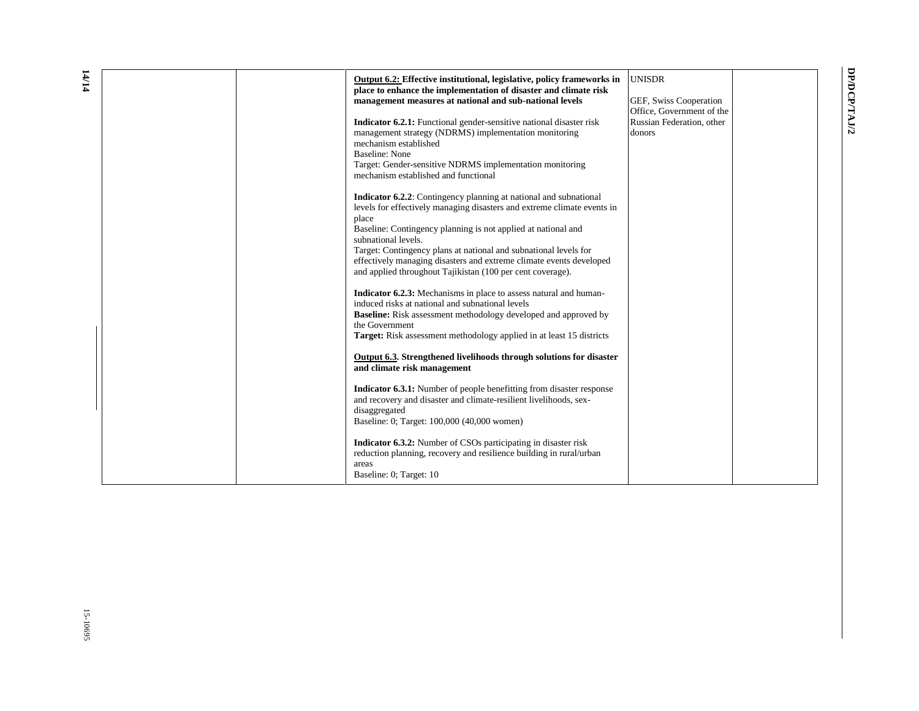| | | | | |
|---|---|---|---|---|
| | | **Output 6.2: Effective institutional, legislative, policy frameworks in place to enhance the implementation of disaster and climate risk management measures at national and sub-national levels**<br><br>**Indicator 6.2.1:** Functional gender-sensitive national disaster risk management strategy (NDRMS) implementation monitoring mechanism established<br>Baseline: None<br>Target: Gender-sensitive NDRMS implementation monitoring mechanism established and functional<br><br>**Indicator 6.2.2**: Contingency planning at national and subnational levels for effectively managing disasters and extreme climate events in place<br>Baseline: Contingency planning is not applied at national and subnational levels.<br>Target: Contingency plans at national and subnational levels for effectively managing disasters and extreme climate events developed and applied throughout Tajikistan (100 per cent coverage).<br><br>**Indicator 6.2.3:** Mechanisms in place to assess natural and human-induced risks at national and subnational levels<br>**Baseline:** Risk assessment methodology developed and approved by the Government<br>**Target:** Risk assessment methodology applied in at least 15 districts<br><br>**Output 6.3. Strengthened livelihoods through solutions for disaster and climate risk management**<br><br>**Indicator 6.3.1:** Number of people benefitting from disaster response and recovery and disaster and climate-resilient livelihoods, sex-disaggregated<br>Baseline: 0; Target: 100,000 (40,000 women)<br><br>**Indicator 6.3.2:** Number of CSOs participating in disaster risk reduction planning, recovery and resilience building in rural/urban areas<br>Baseline: 0; Target: 10 | UNISDR<br><br>GEF, Swiss Cooperation Office, Government of the Russian Federation, other donors | |